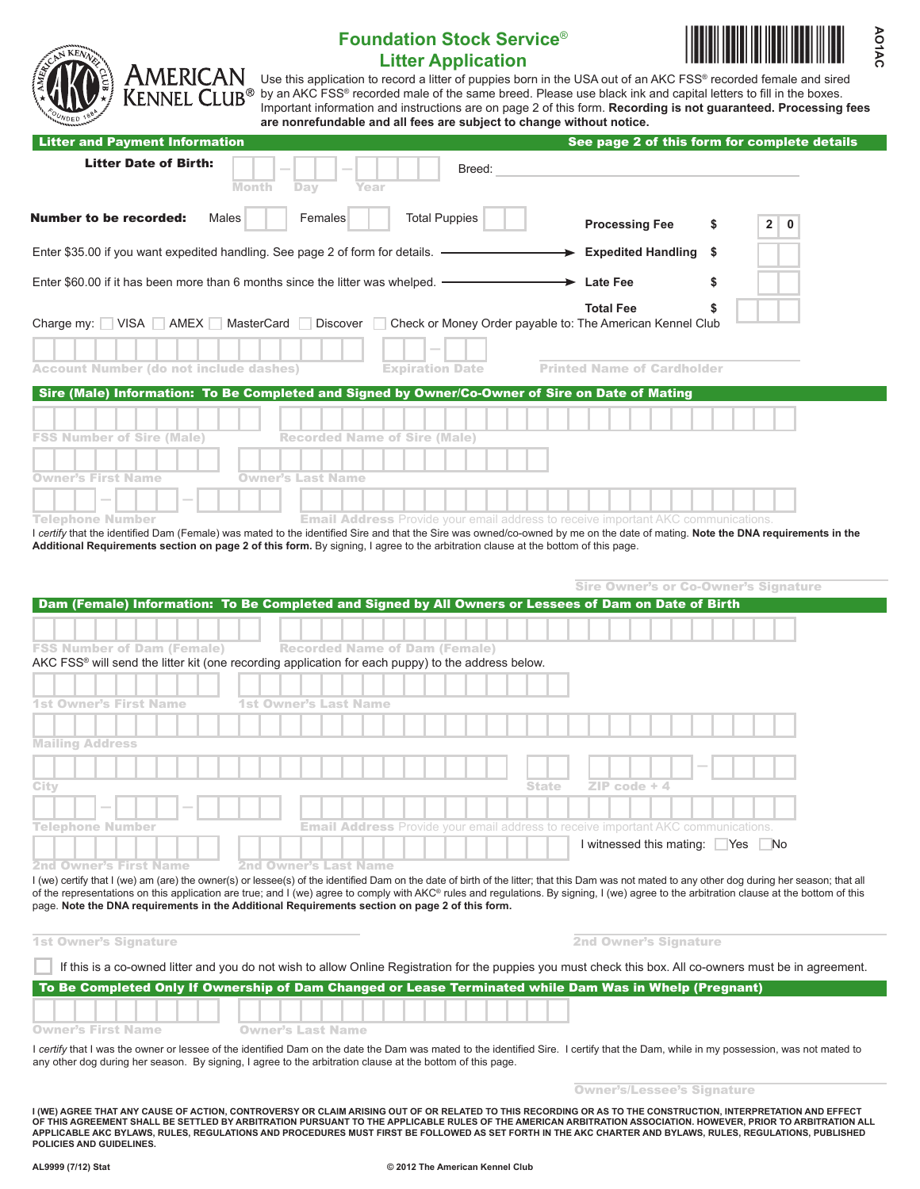# Foundation Stock Service® Litter Application

AO1AC

AMERICAN KENNEL CLUB®

Use this application to record a litter of puppies born in the USA out of an AKC FSS® recorded female and sired by an AKC FSS® recorded male of the same breed. Please use black ink and capital letters to fill in the boxes. Important information and instructions are on page 2 of this form. **Recording is not guaranteed. Processing fees are nonrefundable and all fees are subject to change without notice.**

## Litter and Payment Information

**See page 2 of this form for complete details**

**Litter Date of Birth:** ___ – ___ – ___ (Month, Day, Year)

Breed: ______________________

**Number to be recorded:** Males ___ Females ___ Total Puppies ___

| | | |
|---|---|---|
| | **Processing Fee** | $ 20 |
| Enter $35.00 if you want expedited handling. See page 2 of form for details. → | **Expedited Handling** | $ ___ |
| Enter $60.00 if it has been more than 6 months since the litter was whelped. → | **Late Fee** | $ ___ |
| | **Total Fee** | $ ___ |

Charge my: ☐ VISA ☐ AMEX ☐ MasterCard ☐ Discover ☐ Check or Money Order payable to: The American Kennel Club

Account Number (do not include dashes) ______ Expiration Date ___ – ___ Printed Name of Cardholder ______

## Sire (Male) Information: To Be Completed and Signed by Owner/Co-Owner of Sire on Date of Mating

FSS Number of Sire (Male) ______ Recorded Name of Sire (Male) ______

Owner's First Name ______ Owner's Last Name ______

Telephone Number ___ – ___ – ___ **Email Address** Provide your email address to receive important AKC communications. ______

I *certify* that the identified Dam (Female) was mated to the identified Sire and that the Sire was owned/co-owned by me on the date of mating. **Note the DNA requirements in the Additional Requirements section on page 2 of this form.** By signing, I agree to the arbitration clause at the bottom of this page.

Sire Owner's or Co-Owner's Signature ______

## Dam (Female) Information: To Be Completed and Signed by All Owners or Lessees of Dam on Date of Birth

FSS Number of Dam (Female) ______ Recorded Name of Dam (Female) ______

AKC FSS® will send the litter kit (one recording application for each puppy) to the address below.

1st Owner's First Name ______ 1st Owner's Last Name ______

Mailing Address ______

City ______ State ___ ZIP code + 4 ______ – ____

Telephone Number ___ – ___ – ___ **Email Address** Provide your email address to receive important AKC communications. ______

2nd Owner's First Name ______ 2nd Owner's Last Name ______ I witnessed this mating: ☐ Yes ☐ No

I (we) certify that I (we) am (are) the owner(s) or lessee(s) of the identified Dam on the date of birth of the litter; that this Dam was not mated to any other dog during her season; that all of the representations on this application are true; and I (we) agree to comply with AKC® rules and regulations. By signing, I (we) agree to the arbitration clause at the bottom of this page. **Note the DNA requirements in the Additional Requirements section on page 2 of this form.**

1st Owner's Signature ______ 2nd Owner's Signature ______

☐ If this is a co-owned litter and you do not wish to allow Online Registration for the puppies you must check this box. All co-owners must be in agreement.

## To Be Completed Only If Ownership of Dam Changed or Lease Terminated while Dam Was in Whelp (Pregnant)

Owner's First Name ______ Owner's Last Name ______

I *certify* that I was the owner or lessee of the identified Dam on the date the Dam was mated to the identified Sire. I certify that the Dam, while in my possession, was not mated to any other dog during her season. By signing, I agree to the arbitration clause at the bottom of this page.

Owner's/Lessee's Signature ______

**I (WE) AGREE THAT ANY CAUSE OF ACTION, CONTROVERSY OR CLAIM ARISING OUT OF OR RELATED TO THIS RECORDING OR AS TO THE CONSTRUCTION, INTERPRETATION AND EFFECT OF THIS AGREEMENT SHALL BE SETTLED BY ARBITRATION PURSUANT TO THE APPLICABLE RULES OF THE AMERICAN ARBITRATION ASSOCIATION. HOWEVER, PRIOR TO ARBITRATION ALL APPLICABLE AKC BYLAWS, RULES, REGULATIONS AND PROCEDURES MUST FIRST BE FOLLOWED AS SET FORTH IN THE AKC CHARTER AND BYLAWS, RULES, REGULATIONS, PUBLISHED POLICIES AND GUIDELINES.**

AL9999 (7/12) Stat © 2012 The American Kennel Club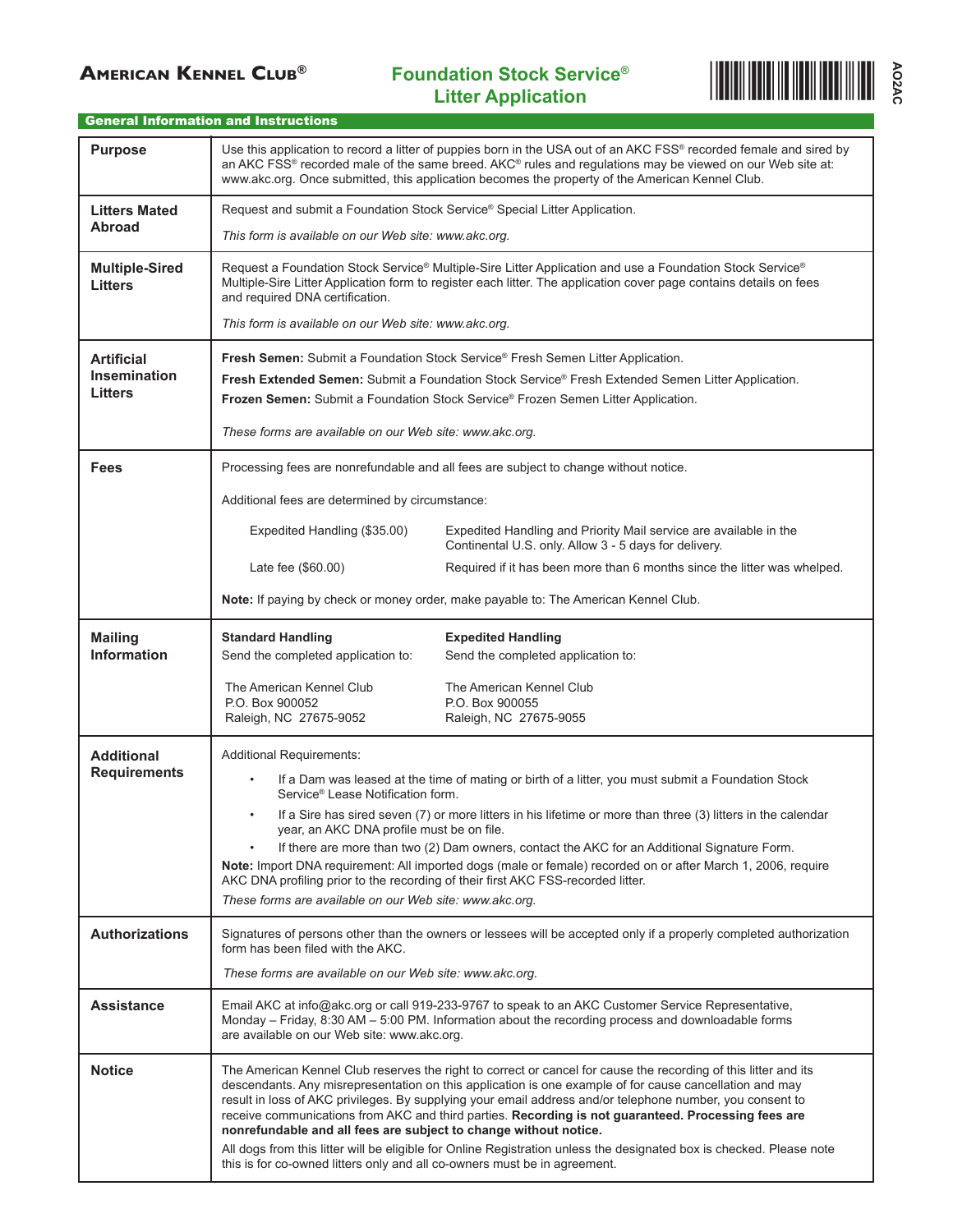**American Kennel Club®**

# Foundation Stock Service® Litter Application

AO2AC

## General Information and Instructions

| | |
|---|---|
| **Purpose** | Use this application to record a litter of puppies born in the USA out of an AKC FSS® recorded female and sired by an AKC FSS® recorded male of the same breed. AKC® rules and regulations may be viewed on our Web site at: www.akc.org. Once submitted, this application becomes the property of the American Kennel Club. |
| **Litters Mated Abroad** | Request and submit a Foundation Stock Service® Special Litter Application.<br>*This form is available on our Web site: www.akc.org.* |
| **Multiple-Sired Litters** | Request a Foundation Stock Service® Multiple-Sire Litter Application and use a Foundation Stock Service® Multiple-Sire Litter Application form to register each litter. The application cover page contains details on fees and required DNA certification.<br>*This form is available on our Web site: www.akc.org.* |
| **Artificial Insemination Litters** | **Fresh Semen:** Submit a Foundation Stock Service® Fresh Semen Litter Application.<br>**Fresh Extended Semen:** Submit a Foundation Stock Service® Fresh Extended Semen Litter Application.<br>**Frozen Semen:** Submit a Foundation Stock Service® Frozen Semen Litter Application.<br>*These forms are available on our Web site: www.akc.org.* |
| **Fees** | Processing fees are nonrefundable and all fees are subject to change without notice.<br>Additional fees are determined by circumstance:<br>Expedited Handling ($35.00) — Expedited Handling and Priority Mail service are available in the Continental U.S. only. Allow 3 - 5 days for delivery.<br>Late fee ($60.00) — Required if it has been more than 6 months since the litter was whelped.<br>**Note:** If paying by check or money order, make payable to: The American Kennel Club. |
| **Mailing Information** | **Standard Handling**<br>Send the completed application to:<br>The American Kennel Club<br>P.O. Box 900052<br>Raleigh, NC 27675-9052<br><br>**Expedited Handling**<br>Send the completed application to:<br>The American Kennel Club<br>P.O. Box 900055<br>Raleigh, NC 27675-9055 |
| **Additional Requirements** | Additional Requirements:<br>• If a Dam was leased at the time of mating or birth of a litter, you must submit a Foundation Stock Service® Lease Notification form.<br>• If a Sire has sired seven (7) or more litters in his lifetime or more than three (3) litters in the calendar year, an AKC DNA profile must be on file.<br>• If there are more than two (2) Dam owners, contact the AKC for an Additional Signature Form.<br>**Note:** Import DNA requirement: All imported dogs (male or female) recorded on or after March 1, 2006, require AKC DNA profiling prior to the recording of their first AKC FSS-recorded litter.<br>*These forms are available on our Web site: www.akc.org.* |
| **Authorizations** | Signatures of persons other than the owners or lessees will be accepted only if a properly completed authorization form has been filed with the AKC.<br>*These forms are available on our Web site: www.akc.org.* |
| **Assistance** | Email AKC at info@akc.org or call 919-233-9767 to speak to an AKC Customer Service Representative, Monday – Friday, 8:30 AM – 5:00 PM. Information about the recording process and downloadable forms are available on our Web site: www.akc.org. |
| **Notice** | The American Kennel Club reserves the right to correct or cancel for cause the recording of this litter and its descendants. Any misrepresentation on this application is one example of for cause cancellation and may result in loss of AKC privileges. By supplying your email address and/or telephone number, you consent to receive communications from AKC and third parties. **Recording is not guaranteed. Processing fees are nonrefundable and all fees are subject to change without notice.**<br>All dogs from this litter will be eligible for Online Registration unless the designated box is checked. Please note this is for co-owned litters only and all co-owners must be in agreement. |